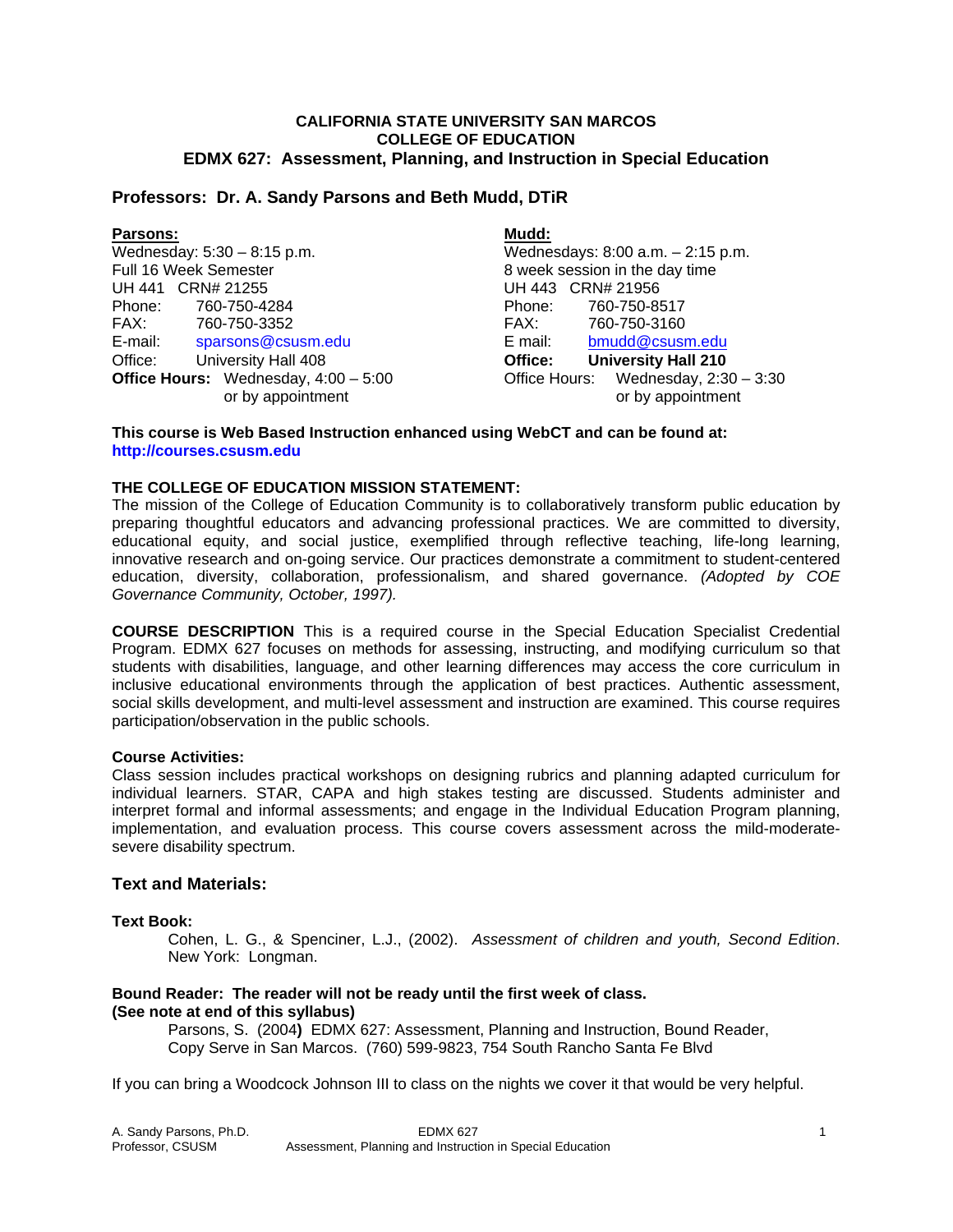**CALIFORNIA STATE UNIVERSITY SAN MARCOS**
**COLLEGE OF EDUCATION**

# EDMX 627: Assessment, Planning, and Instruction in Special Education

## Professors: Dr. A. Sandy Parsons and Beth Mudd, DTiR

**Parsons:**
Wednesday: 5:30 – 8:15 p.m.
Full 16 Week Semester
UH 441 CRN# 21255
Phone: 760-750-4284
FAX: 760-750-3352
E-mail: sparsons@csusm.edu
Office: University Hall 408
**Office Hours:** Wednesday, 4:00 – 5:00 or by appointment

**Mudd:**
Wednesdays: 8:00 a.m. – 2:15 p.m.
8 week session in the day time
UH 443 CRN# 21956
Phone: 760-750-8517
FAX: 760-750-3160
E mail: bmudd@csusm.edu
**Office: University Hall 210**
Office Hours: Wednesday, 2:30 – 3:30 or by appointment

**This course is Web Based Instruction enhanced using WebCT and can be found at: http://courses.csusm.edu**

**THE COLLEGE OF EDUCATION MISSION STATEMENT:**
The mission of the College of Education Community is to collaboratively transform public education by preparing thoughtful educators and advancing professional practices. We are committed to diversity, educational equity, and social justice, exemplified through reflective teaching, life-long learning, innovative research and on-going service. Our practices demonstrate a commitment to student-centered education, diversity, collaboration, professionalism, and shared governance. *(Adopted by COE Governance Community, October, 1997).*

**COURSE DESCRIPTION** This is a required course in the Special Education Specialist Credential Program. EDMX 627 focuses on methods for assessing, instructing, and modifying curriculum so that students with disabilities, language, and other learning differences may access the core curriculum in inclusive educational environments through the application of best practices. Authentic assessment, social skills development, and multi-level assessment and instruction are examined. This course requires participation/observation in the public schools.

**Course Activities:**
Class session includes practical workshops on designing rubrics and planning adapted curriculum for individual learners. STAR, CAPA and high stakes testing are discussed. Students administer and interpret formal and informal assessments; and engage in the Individual Education Program planning, implementation, and evaluation process. This course covers assessment across the mild-moderate-severe disability spectrum.

## Text and Materials:

**Text Book:**

Cohen, L. G., & Spenciner, L.J., (2002). *Assessment of children and youth, Second Edition*. New York: Longman.

**Bound Reader: The reader will not be ready until the first week of class.**
**(See note at end of this syllabus)**

Parsons, S. (2004**)** EDMX 627: Assessment, Planning and Instruction, Bound Reader, Copy Serve in San Marcos. (760) 599-9823, 754 South Rancho Santa Fe Blvd

If you can bring a Woodcock Johnson III to class on the nights we cover it that would be very helpful.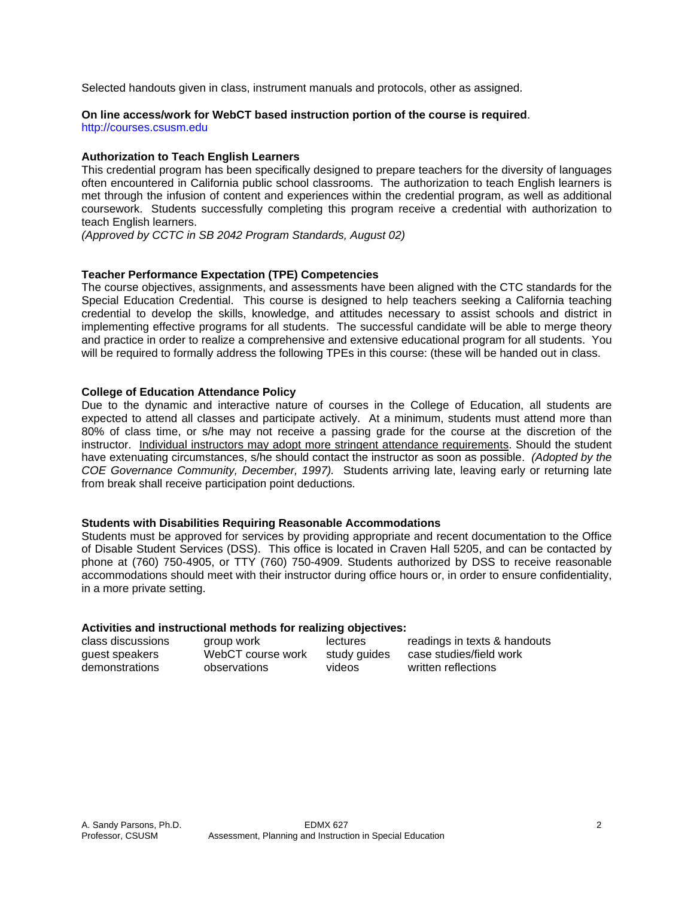Selected handouts given in class, instrument manuals and protocols, other as assigned.

**On line access/work for WebCT based instruction portion of the course is required**.
http://courses.csusm.edu

**Authorization to Teach English Learners**

This credential program has been specifically designed to prepare teachers for the diversity of languages often encountered in California public school classrooms. The authorization to teach English learners is met through the infusion of content and experiences within the credential program, as well as additional coursework. Students successfully completing this program receive a credential with authorization to teach English learners.
*(Approved by CCTC in SB 2042 Program Standards, August 02)*

**Teacher Performance Expectation (TPE) Competencies**

The course objectives, assignments, and assessments have been aligned with the CTC standards for the Special Education Credential. This course is designed to help teachers seeking a California teaching credential to develop the skills, knowledge, and attitudes necessary to assist schools and district in implementing effective programs for all students. The successful candidate will be able to merge theory and practice in order to realize a comprehensive and extensive educational program for all students. You will be required to formally address the following TPEs in this course: (these will be handed out in class.

**College of Education Attendance Policy**

Due to the dynamic and interactive nature of courses in the College of Education, all students are expected to attend all classes and participate actively. At a minimum, students must attend more than 80% of class time, or s/he may not receive a passing grade for the course at the discretion of the instructor. <u>Individual instructors may adopt more stringent attendance requirements</u>. Should the student have extenuating circumstances, s/he should contact the instructor as soon as possible. *(Adopted by the COE Governance Community, December, 1997).* Students arriving late, leaving early or returning late from break shall receive participation point deductions.

**Students with Disabilities Requiring Reasonable Accommodations**

Students must be approved for services by providing appropriate and recent documentation to the Office of Disable Student Services (DSS). This office is located in Craven Hall 5205, and can be contacted by phone at (760) 750-4905, or TTY (760) 750-4909. Students authorized by DSS to receive reasonable accommodations should meet with their instructor during office hours or, in order to ensure confidentiality, in a more private setting.

**Activities and instructional methods for realizing objectives:**

| | | | |
|---|---|---|---|
| class discussions | group work | lectures | readings in texts & handouts |
| guest speakers | WebCT course work | study guides | case studies/field work |
| demonstrations | observations | videos | written reflections |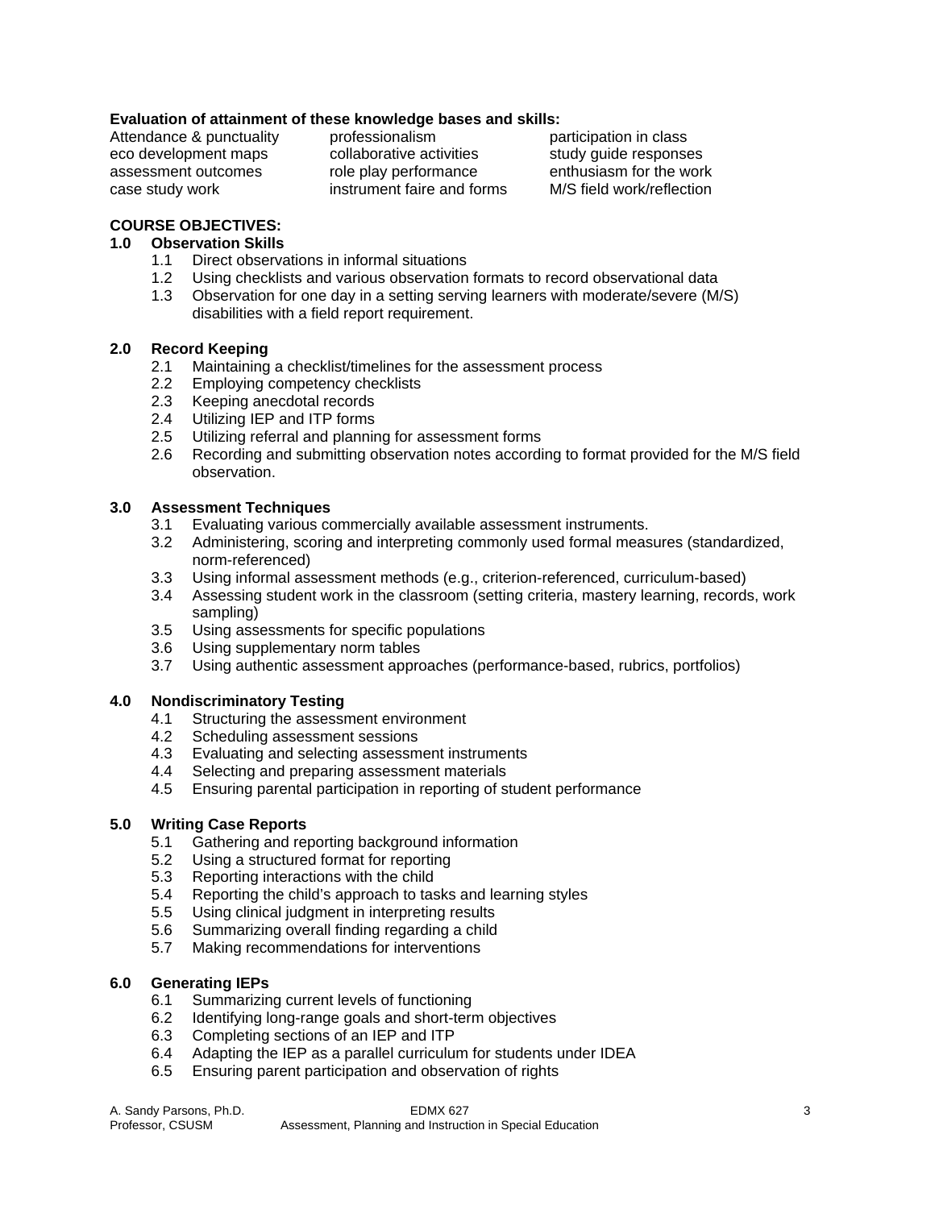**Evaluation of attainment of these knowledge bases and skills:**

| | | |
|---|---|---|
| Attendance & punctuality | professionalism | participation in class |
| eco development maps | collaborative activities | study guide responses |
| assessment outcomes | role play performance | enthusiasm for the work |
| case study work | instrument faire and forms | M/S field work/reflection |

**COURSE OBJECTIVES:**

**1.0 Observation Skills**

- 1.1 Direct observations in informal situations
- 1.2 Using checklists and various observation formats to record observational data
- 1.3 Observation for one day in a setting serving learners with moderate/severe (M/S) disabilities with a field report requirement.

**2.0 Record Keeping**

- 2.1 Maintaining a checklist/timelines for the assessment process
- 2.2 Employing competency checklists
- 2.3 Keeping anecdotal records
- 2.4 Utilizing IEP and ITP forms
- 2.5 Utilizing referral and planning for assessment forms
- 2.6 Recording and submitting observation notes according to format provided for the M/S field observation.

**3.0 Assessment Techniques**

- 3.1 Evaluating various commercially available assessment instruments.
- 3.2 Administering, scoring and interpreting commonly used formal measures (standardized, norm-referenced)
- 3.3 Using informal assessment methods (e.g., criterion-referenced, curriculum-based)
- 3.4 Assessing student work in the classroom (setting criteria, mastery learning, records, work sampling)
- 3.5 Using assessments for specific populations
- 3.6 Using supplementary norm tables
- 3.7 Using authentic assessment approaches (performance-based, rubrics, portfolios)

**4.0 Nondiscriminatory Testing**

- 4.1 Structuring the assessment environment
- 4.2 Scheduling assessment sessions
- 4.3 Evaluating and selecting assessment instruments
- 4.4 Selecting and preparing assessment materials
- 4.5 Ensuring parental participation in reporting of student performance

**5.0 Writing Case Reports**

- 5.1 Gathering and reporting background information
- 5.2 Using a structured format for reporting
- 5.3 Reporting interactions with the child
- 5.4 Reporting the child's approach to tasks and learning styles
- 5.5 Using clinical judgment in interpreting results
- 5.6 Summarizing overall finding regarding a child
- 5.7 Making recommendations for interventions

**6.0 Generating IEPs**

- 6.1 Summarizing current levels of functioning
- 6.2 Identifying long-range goals and short-term objectives
- 6.3 Completing sections of an IEP and ITP
- 6.4 Adapting the IEP as a parallel curriculum for students under IDEA
- 6.5 Ensuring parent participation and observation of rights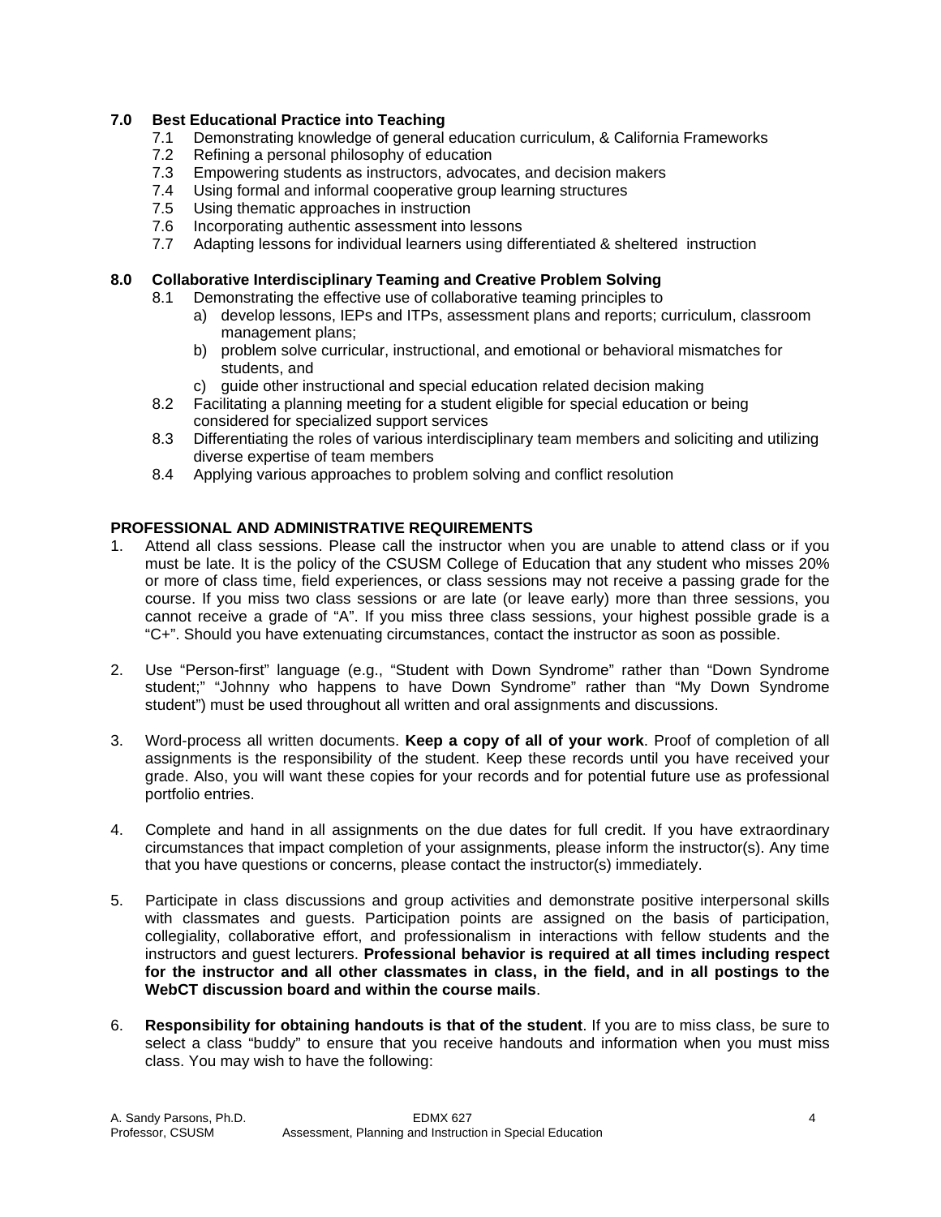**7.0 Best Educational Practice into Teaching**

- 7.1 Demonstrating knowledge of general education curriculum, & California Frameworks
- 7.2 Refining a personal philosophy of education
- 7.3 Empowering students as instructors, advocates, and decision makers
- 7.4 Using formal and informal cooperative group learning structures
- 7.5 Using thematic approaches in instruction
- 7.6 Incorporating authentic assessment into lessons
- 7.7 Adapting lessons for individual learners using differentiated & sheltered instruction

**8.0 Collaborative Interdisciplinary Teaming and Creative Problem Solving**

- 8.1 Demonstrating the effective use of collaborative teaming principles to
  - a) develop lessons, IEPs and ITPs, assessment plans and reports; curriculum, classroom management plans;
  - b) problem solve curricular, instructional, and emotional or behavioral mismatches for students, and
  - c) guide other instructional and special education related decision making
- 8.2 Facilitating a planning meeting for a student eligible for special education or being considered for specialized support services
- 8.3 Differentiating the roles of various interdisciplinary team members and soliciting and utilizing diverse expertise of team members
- 8.4 Applying various approaches to problem solving and conflict resolution

**PROFESSIONAL AND ADMINISTRATIVE REQUIREMENTS**

1. Attend all class sessions. Please call the instructor when you are unable to attend class or if you must be late. It is the policy of the CSUSM College of Education that any student who misses 20% or more of class time, field experiences, or class sessions may not receive a passing grade for the course. If you miss two class sessions or are late (or leave early) more than three sessions, you cannot receive a grade of “A”. If you miss three class sessions, your highest possible grade is a “C+”. Should you have extenuating circumstances, contact the instructor as soon as possible.

2. Use “Person-first” language (e.g., “Student with Down Syndrome” rather than “Down Syndrome student;” “Johnny who happens to have Down Syndrome” rather than “My Down Syndrome student”) must be used throughout all written and oral assignments and discussions.

3. Word-process all written documents. **Keep a copy of all of your work**. Proof of completion of all assignments is the responsibility of the student. Keep these records until you have received your grade. Also, you will want these copies for your records and for potential future use as professional portfolio entries.

4. Complete and hand in all assignments on the due dates for full credit. If you have extraordinary circumstances that impact completion of your assignments, please inform the instructor(s). Any time that you have questions or concerns, please contact the instructor(s) immediately.

5. Participate in class discussions and group activities and demonstrate positive interpersonal skills with classmates and guests. Participation points are assigned on the basis of participation, collegiality, collaborative effort, and professionalism in interactions with fellow students and the instructors and guest lecturers. **Professional behavior is required at all times including respect for the instructor and all other classmates in class, in the field, and in all postings to the WebCT discussion board and within the course mails**.

6. **Responsibility for obtaining handouts is that of the student**. If you are to miss class, be sure to select a class “buddy” to ensure that you receive handouts and information when you must miss class. You may wish to have the following: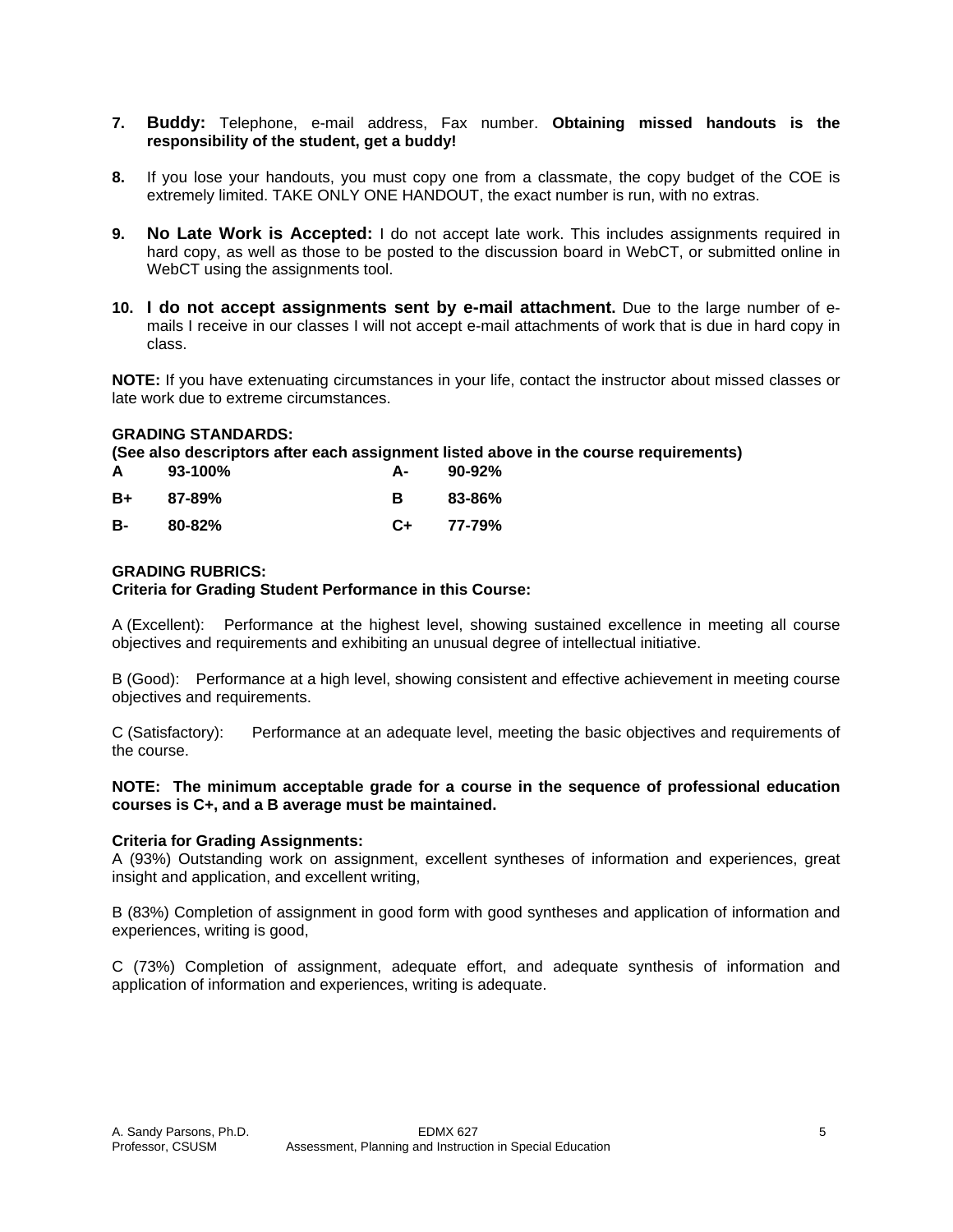7. **Buddy:** Telephone, e-mail address, Fax number. **Obtaining missed handouts is the responsibility of the student, get a buddy!**

8. If you lose your handouts, you must copy one from a classmate, the copy budget of the COE is extremely limited. TAKE ONLY ONE HANDOUT, the exact number is run, with no extras.

9. **No Late Work is Accepted:** I do not accept late work. This includes assignments required in hard copy, as well as those to be posted to the discussion board in WebCT, or submitted online in WebCT using the assignments tool.

10. **I do not accept assignments sent by e-mail attachment.** Due to the large number of e-mails I receive in our classes I will not accept e-mail attachments of work that is due in hard copy in class.

**NOTE:** If you have extenuating circumstances in your life, contact the instructor about missed classes or late work due to extreme circumstances.

**GRADING STANDARDS:**
**(See also descriptors after each assignment listed above in the course requirements)**

| | | | |
|---|---|---|---|
| **A** | **93-100%** | **A-** | **90-92%** |
| **B+** | **87-89%** | **B** | **83-86%** |
| **B-** | **80-82%** | **C+** | **77-79%** |

**GRADING RUBRICS:**
**Criteria for Grading Student Performance in this Course:**

A (Excellent): Performance at the highest level, showing sustained excellence in meeting all course objectives and requirements and exhibiting an unusual degree of intellectual initiative.

B (Good): Performance at a high level, showing consistent and effective achievement in meeting course objectives and requirements.

C (Satisfactory): Performance at an adequate level, meeting the basic objectives and requirements of the course.

**NOTE: The minimum acceptable grade for a course in the sequence of professional education courses is C+, and a B average must be maintained.**

**Criteria for Grading Assignments:**
A (93%) Outstanding work on assignment, excellent syntheses of information and experiences, great insight and application, and excellent writing,

B (83%) Completion of assignment in good form with good syntheses and application of information and experiences, writing is good,

C (73%) Completion of assignment, adequate effort, and adequate synthesis of information and application of information and experiences, writing is adequate.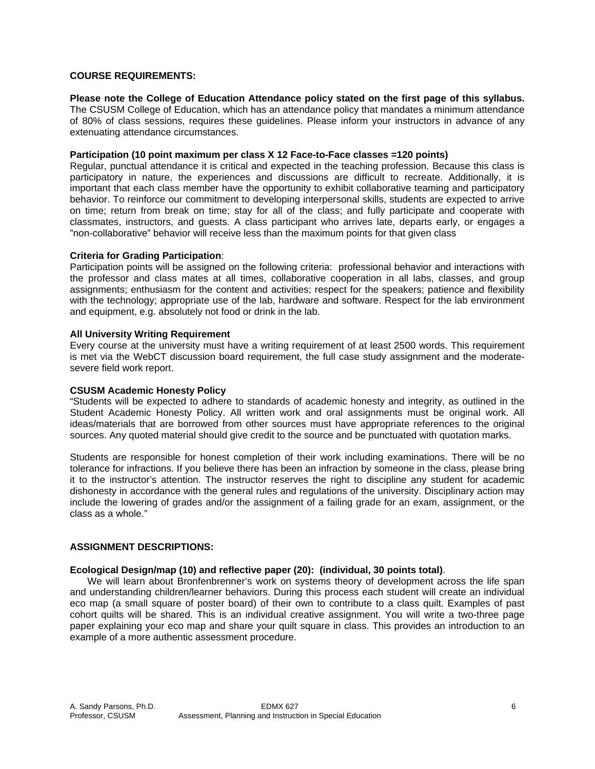**COURSE REQUIREMENTS:**

**Please note the College of Education Attendance policy stated on the first page of this syllabus.** The CSUSM College of Education, which has an attendance policy that mandates a minimum attendance of 80% of class sessions, requires these guidelines. Please inform your instructors in advance of any extenuating attendance circumstances.

**Participation (10 point maximum per class X 12 Face-to-Face classes =120 points)**
Regular, punctual attendance it is critical and expected in the teaching profession. Because this class is participatory in nature, the experiences and discussions are difficult to recreate. Additionally, it is important that each class member have the opportunity to exhibit collaborative teaming and participatory behavior. To reinforce our commitment to developing interpersonal skills, students are expected to arrive on time; return from break on time; stay for all of the class; and fully participate and cooperate with classmates, instructors, and guests. A class participant who arrives late, departs early, or engages a "non-collaborative" behavior will receive less than the maximum points for that given class

**Criteria for Grading Participation**:
Participation points will be assigned on the following criteria: professional behavior and interactions with the professor and class mates at all times, collaborative cooperation in all labs, classes, and group assignments; enthusiasm for the content and activities; respect for the speakers; patience and flexibility with the technology; appropriate use of the lab, hardware and software. Respect for the lab environment and equipment, e.g. absolutely not food or drink in the lab.

**All University Writing Requirement**
Every course at the university must have a writing requirement of at least 2500 words. This requirement is met via the WebCT discussion board requirement, the full case study assignment and the moderate-severe field work report.

**CSUSM Academic Honesty Policy**
"Students will be expected to adhere to standards of academic honesty and integrity, as outlined in the Student Academic Honesty Policy. All written work and oral assignments must be original work. All ideas/materials that are borrowed from other sources must have appropriate references to the original sources. Any quoted material should give credit to the source and be punctuated with quotation marks.

Students are responsible for honest completion of their work including examinations. There will be no tolerance for infractions. If you believe there has been an infraction by someone in the class, please bring it to the instructor's attention. The instructor reserves the right to discipline any student for academic dishonesty in accordance with the general rules and regulations of the university. Disciplinary action may include the lowering of grades and/or the assignment of a failing grade for an exam, assignment, or the class as a whole."

**ASSIGNMENT DESCRIPTIONS:**

**Ecological Design/map (10) and reflective paper (20): (individual, 30 points total)**.
We will learn about Bronfenbrenner's work on systems theory of development across the life span and understanding children/learner behaviors. During this process each student will create an individual eco map (a small square of poster board) of their own to contribute to a class quilt. Examples of past cohort quilts will be shared. This is an individual creative assignment. You will write a two-three page paper explaining your eco map and share your quilt square in class. This provides an introduction to an example of a more authentic assessment procedure.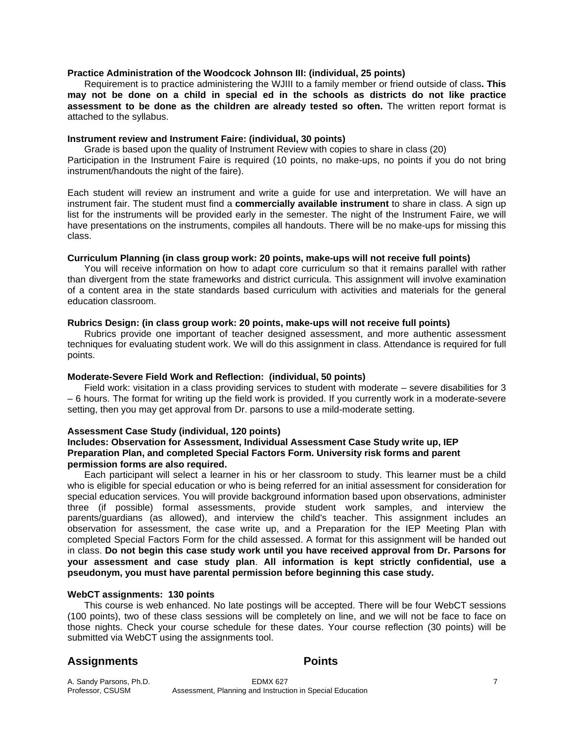**Practice Administration of the Woodcock Johnson III: (individual, 25 points)**

Requirement is to practice administering the WJIII to a family member or friend outside of class**. This may not be done on a child in special ed in the schools as districts do not like practice assessment to be done as the children are already tested so often.** The written report format is attached to the syllabus.

**Instrument review and Instrument Faire: (individual, 30 points)**

Grade is based upon the quality of Instrument Review with copies to share in class (20)
Participation in the Instrument Faire is required (10 points, no make-ups, no points if you do not bring instrument/handouts the night of the faire).

Each student will review an instrument and write a guide for use and interpretation. We will have an instrument fair. The student must find a **commercially available instrument** to share in class. A sign up list for the instruments will be provided early in the semester. The night of the Instrument Faire, we will have presentations on the instruments, compiles all handouts. There will be no make-ups for missing this class.

**Curriculum Planning (in class group work: 20 points, make-ups will not receive full points)**

You will receive information on how to adapt core curriculum so that it remains parallel with rather than divergent from the state frameworks and district curricula. This assignment will involve examination of a content area in the state standards based curriculum with activities and materials for the general education classroom.

**Rubrics Design: (in class group work: 20 points, make-ups will not receive full points)**

Rubrics provide one important of teacher designed assessment, and more authentic assessment techniques for evaluating student work. We will do this assignment in class. Attendance is required for full points.

**Moderate-Severe Field Work and Reflection: (individual, 50 points)**

Field work: visitation in a class providing services to student with moderate – severe disabilities for 3 – 6 hours. The format for writing up the field work is provided. If you currently work in a moderate-severe setting, then you may get approval from Dr. parsons to use a mild-moderate setting.

**Assessment Case Study (individual, 120 points)**
**Includes: Observation for Assessment, Individual Assessment Case Study write up, IEP Preparation Plan, and completed Special Factors Form. University risk forms and parent permission forms are also required.**

Each participant will select a learner in his or her classroom to study. This learner must be a child who is eligible for special education or who is being referred for an initial assessment for consideration for special education services. You will provide background information based upon observations, administer three (if possible) formal assessments, provide student work samples, and interview the parents/guardians (as allowed), and interview the child's teacher. This assignment includes an observation for assessment, the case write up, and a Preparation for the IEP Meeting Plan with completed Special Factors Form for the child assessed. A format for this assignment will be handed out in class. **Do not begin this case study work until you have received approval from Dr. Parsons for your assessment and case study plan**. **All information is kept strictly confidential, use a pseudonym, you must have parental permission before beginning this case study.**

**WebCT assignments: 130 points**

This course is web enhanced. No late postings will be accepted. There will be four WebCT sessions (100 points), two of these class sessions will be completely on line, and we will not be face to face on those nights. Check your course schedule for these dates. Your course reflection (30 points) will be submitted via WebCT using the assignments tool.

## Assignments Points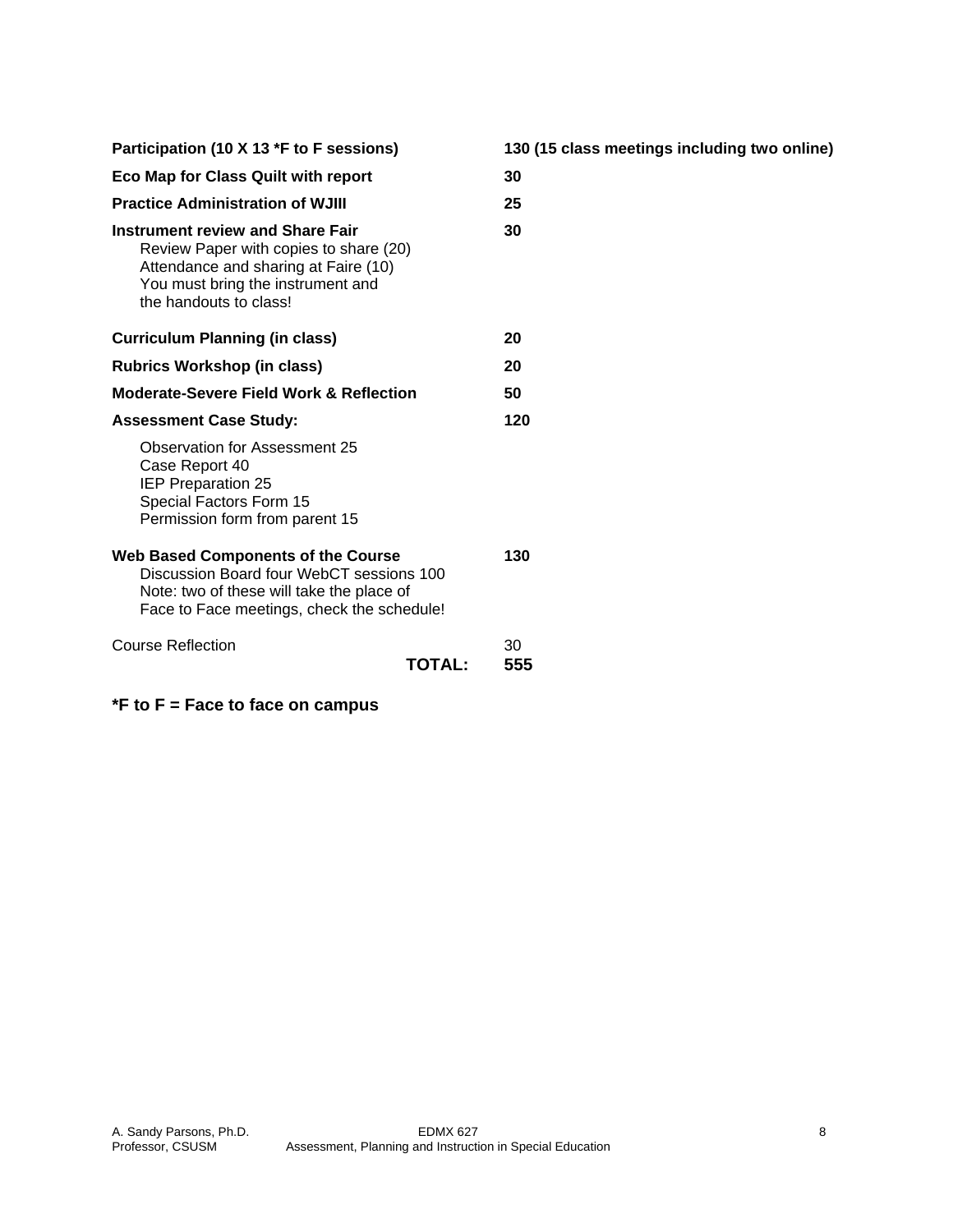| | |
|---|---|
| **Participation (10 X 13 *F to F sessions)** | **130 (15 class meetings including two online)** |
| **Eco Map for Class Quilt with report** | **30** |
| **Practice Administration of WJIII** | **25** |
| **Instrument review and Share Fair**<br>Review Paper with copies to share (20)<br>Attendance and sharing at Faire (10)<br>You must bring the instrument and the handouts to class! | **30** |
| **Curriculum Planning (in class)** | **20** |
| **Rubrics Workshop (in class)** | **20** |
| **Moderate-Severe Field Work & Reflection** | **50** |
| **Assessment Case Study:** | **120** |
| Observation for Assessment 25<br>Case Report 40<br>IEP Preparation 25<br>Special Factors Form 15<br>Permission form from parent 15 | |
| **Web Based Components of the Course**<br>Discussion Board four WebCT sessions 100<br>Note: two of these will take the place of Face to Face meetings, check the schedule! | **130** |
| Course Reflection | 30 |
| **TOTAL:** | **555** |

**\*F to F = Face to face on campus**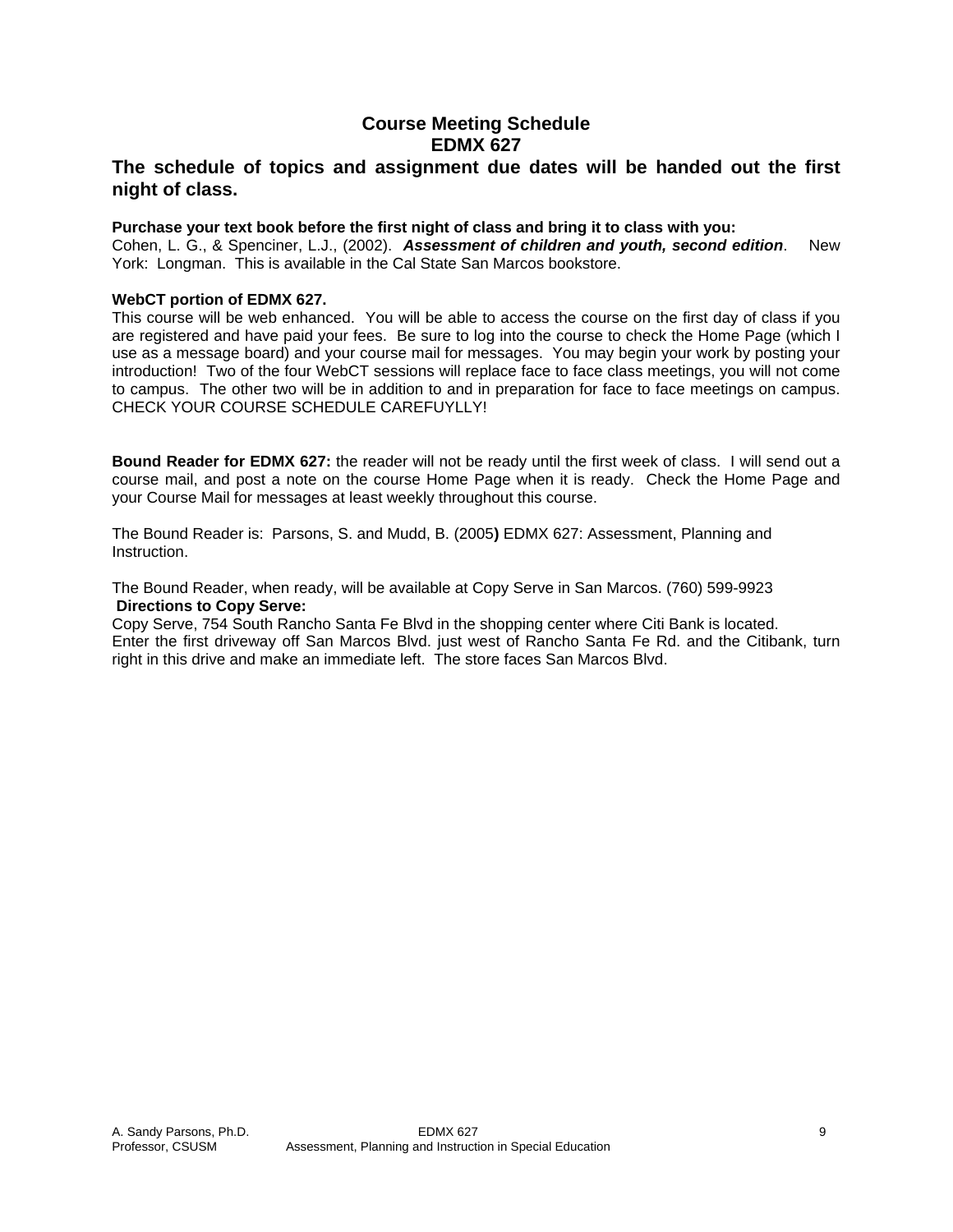## Course Meeting Schedule
## EDMX 627

### The schedule of topics and assignment due dates will be handed out the first night of class.

**Purchase your text book before the first night of class and bring it to class with you:**
Cohen, L. G., & Spenciner, L.J., (2002). ***Assessment of children and youth, second edition***. New York: Longman. This is available in the Cal State San Marcos bookstore.

**WebCT portion of EDMX 627.**
This course will be web enhanced. You will be able to access the course on the first day of class if you are registered and have paid your fees. Be sure to log into the course to check the Home Page (which I use as a message board) and your course mail for messages. You may begin your work by posting your introduction! Two of the four WebCT sessions will replace face to face class meetings, you will not come to campus. The other two will be in addition to and in preparation for face to face meetings on campus. CHECK YOUR COURSE SCHEDULE CAREFUYLLY!

**Bound Reader for EDMX 627:** the reader will not be ready until the first week of class. I will send out a course mail, and post a note on the course Home Page when it is ready. Check the Home Page and your Course Mail for messages at least weekly throughout this course.

The Bound Reader is: Parsons, S. and Mudd, B. (2005**)** EDMX 627: Assessment, Planning and Instruction.

The Bound Reader, when ready, will be available at Copy Serve in San Marcos. (760) 599-9923
**Directions to Copy Serve:**
Copy Serve, 754 South Rancho Santa Fe Blvd in the shopping center where Citi Bank is located.
Enter the first driveway off San Marcos Blvd. just west of Rancho Santa Fe Rd. and the Citibank, turn right in this drive and make an immediate left. The store faces San Marcos Blvd.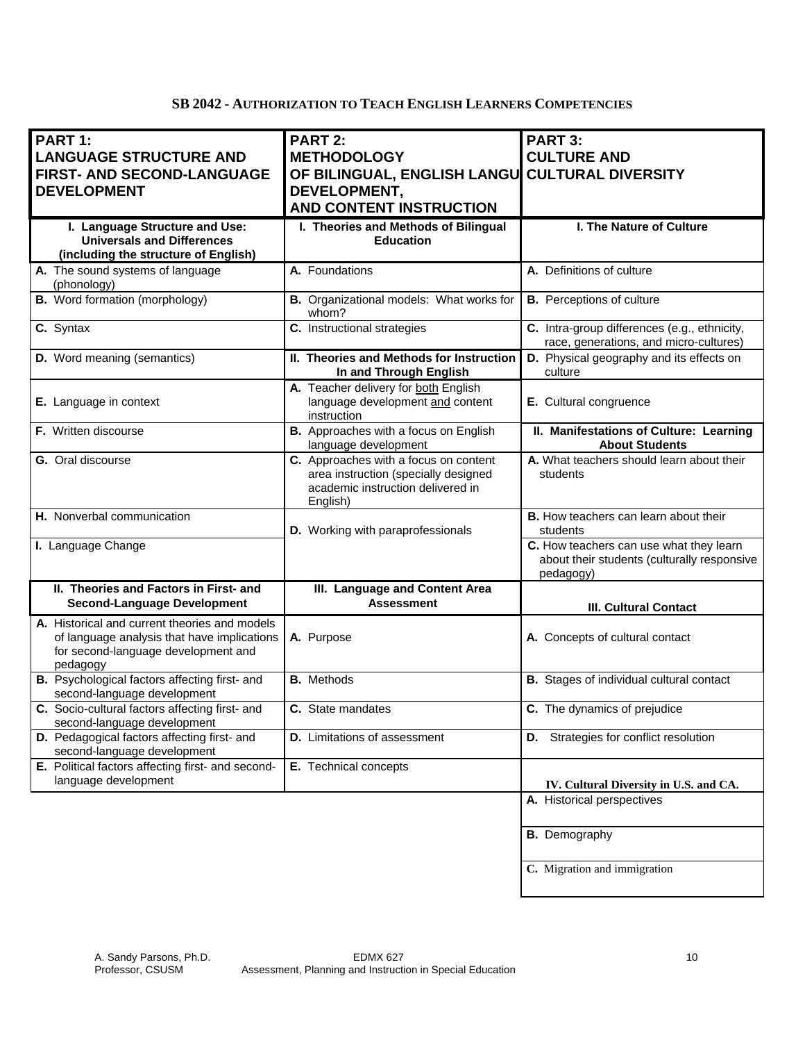## SB 2042 - AUTHORIZATION TO TEACH ENGLISH LEARNERS COMPETENCIES

| PART 1: LANGUAGE STRUCTURE AND FIRST- AND SECOND-LANGUAGE DEVELOPMENT | PART 2: METHODOLOGY OF BILINGUAL, ENGLISH LANGU DEVELOPMENT, AND CONTENT INSTRUCTION | PART 3: CULTURE AND CULTURAL DIVERSITY |
|---|---|---|
| **I. Language Structure and Use: Universals and Differences (including the structure of English)** | **I. Theories and Methods of Bilingual Education** | **I. The Nature of Culture** |
| **A.** The sound systems of language (phonology) | **A.** Foundations | **A.** Definitions of culture |
| **B.** Word formation (morphology) | **B.** Organizational models: What works for whom? | **B.** Perceptions of culture |
| **C.** Syntax | **C.** Instructional strategies | **C.** Intra-group differences (e.g., ethnicity, race, generations, and micro-cultures) |
| **D.** Word meaning (semantics) | **II. Theories and Methods for Instruction In and Through English** | **D.** Physical geography and its effects on culture |
| **E.** Language in context | **A.** Teacher delivery for both English language development and content instruction | **E.** Cultural congruence |
| **F.** Written discourse | **B.** Approaches with a focus on English language development | **II. Manifestations of Culture: Learning About Students** |
| **G.** Oral discourse | **C.** Approaches with a focus on content area instruction (specially designed academic instruction delivered in English) | **A.** What teachers should learn about their students |
| **H.** Nonverbal communication | **D.** Working with paraprofessionals | **B.** How teachers can learn about their students |
| **I.** Language Change | | **C.** How teachers can use what they learn about their students (culturally responsive pedagogy) |
| **II. Theories and Factors in First- and Second-Language Development** | **III. Language and Content Area Assessment** | **III. Cultural Contact** |
| **A.** Historical and current theories and models of language analysis that have implications for second-language development and pedagogy | **A.** Purpose | **A.** Concepts of cultural contact |
| **B.** Psychological factors affecting first- and second-language development | **B.** Methods | **B.** Stages of individual cultural contact |
| **C.** Socio-cultural factors affecting first- and second-language development | **C.** State mandates | **C.** The dynamics of prejudice |
| **D.** Pedagogical factors affecting first- and second-language development | **D.** Limitations of assessment | **D.** Strategies for conflict resolution |
| **E.** Political factors affecting first- and second-language development | **E.** Technical concepts | **IV. Cultural Diversity in U.S. and CA.** |
| | | **A.** Historical perspectives |
| | | **B.** Demography |
| | | **C.** Migration and immigration |